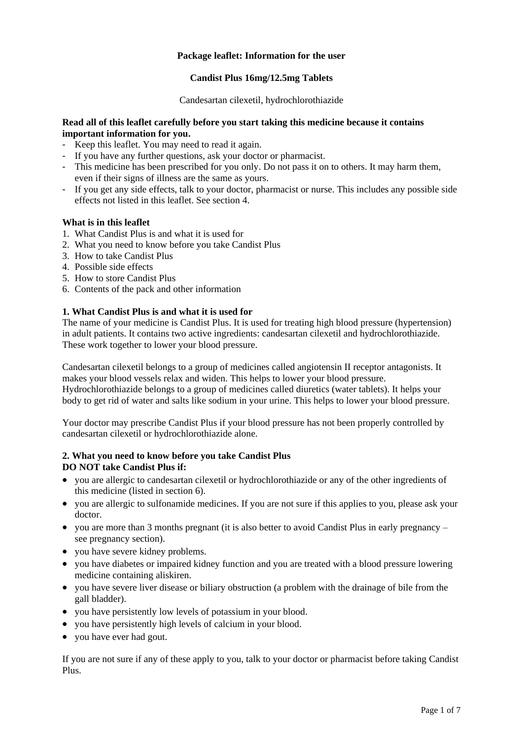**Package leaflet: Information for the user**

**Candist Plus 16mg/12.5mg Tablets**

Candesartan cilexetil, hydrochlorothiazide

**Read all of this leaflet carefully before you start taking this medicine because it contains important information for you.**

- Keep this leaflet. You may need to read it again.
- If you have any further questions, ask your doctor or pharmacist.
- This medicine has been prescribed for you only. Do not pass it on to others. It may harm them, even if their signs of illness are the same as yours.
- If you get any side effects, talk to your doctor, pharmacist or nurse. This includes any possible side effects not listed in this leaflet. See section 4.

**What is in this leaflet**

1. What Candist Plus is and what it is used for
2. What you need to know before you take Candist Plus
3. How to take Candist Plus
4. Possible side effects
5. How to store Candist Plus
6. Contents of the pack and other information

## 1. What Candist Plus is and what it is used for

The name of your medicine is Candist Plus. It is used for treating high blood pressure (hypertension) in adult patients. It contains two active ingredients: candesartan cilexetil and hydrochlorothiazide. These work together to lower your blood pressure.

Candesartan cilexetil belongs to a group of medicines called angiotensin II receptor antagonists. It makes your blood vessels relax and widen. This helps to lower your blood pressure. Hydrochlorothiazide belongs to a group of medicines called diuretics (water tablets). It helps your body to get rid of water and salts like sodium in your urine. This helps to lower your blood pressure.

Your doctor may prescribe Candist Plus if your blood pressure has not been properly controlled by candesartan cilexetil or hydrochlorothiazide alone.

## 2. What you need to know before you take Candist Plus

**DO NOT take Candist Plus if:**

- you are allergic to candesartan cilexetil or hydrochlorothiazide or any of the other ingredients of this medicine (listed in section 6).
- you are allergic to sulfonamide medicines. If you are not sure if this applies to you, please ask your doctor.
- you are more than 3 months pregnant (it is also better to avoid Candist Plus in early pregnancy – see pregnancy section).
- you have severe kidney problems.
- you have diabetes or impaired kidney function and you are treated with a blood pressure lowering medicine containing aliskiren.
- you have severe liver disease or biliary obstruction (a problem with the drainage of bile from the gall bladder).
- you have persistently low levels of potassium in your blood.
- you have persistently high levels of calcium in your blood.
- you have ever had gout.

If you are not sure if any of these apply to you, talk to your doctor or pharmacist before taking Candist Plus.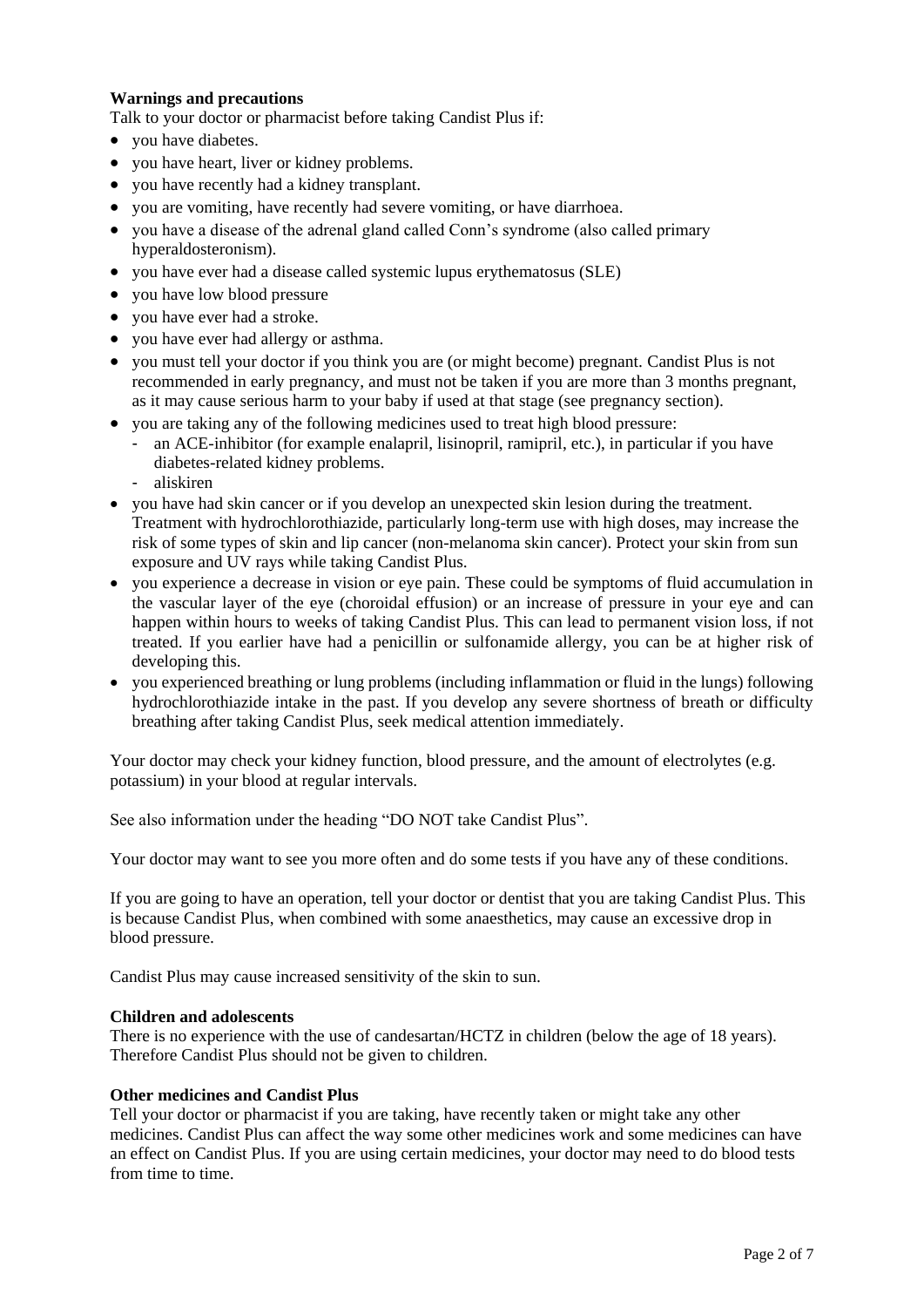**Warnings and precautions**

Talk to your doctor or pharmacist before taking Candist Plus if:

- you have diabetes.
- you have heart, liver or kidney problems.
- you have recently had a kidney transplant.
- you are vomiting, have recently had severe vomiting, or have diarrhoea.
- you have a disease of the adrenal gland called Conn's syndrome (also called primary hyperaldosteronism).
- you have ever had a disease called systemic lupus erythematosus (SLE)
- you have low blood pressure
- you have ever had a stroke.
- you have ever had allergy or asthma.
- you must tell your doctor if you think you are (or might become) pregnant. Candist Plus is not recommended in early pregnancy, and must not be taken if you are more than 3 months pregnant, as it may cause serious harm to your baby if used at that stage (see pregnancy section).
- you are taking any of the following medicines used to treat high blood pressure:
  - an ACE-inhibitor (for example enalapril, lisinopril, ramipril, etc.), in particular if you have diabetes-related kidney problems.
  - aliskiren
- you have had skin cancer or if you develop an unexpected skin lesion during the treatment. Treatment with hydrochlorothiazide, particularly long-term use with high doses, may increase the risk of some types of skin and lip cancer (non-melanoma skin cancer). Protect your skin from sun exposure and UV rays while taking Candist Plus.
- you experience a decrease in vision or eye pain. These could be symptoms of fluid accumulation in the vascular layer of the eye (choroidal effusion) or an increase of pressure in your eye and can happen within hours to weeks of taking Candist Plus. This can lead to permanent vision loss, if not treated. If you earlier have had a penicillin or sulfonamide allergy, you can be at higher risk of developing this.
- you experienced breathing or lung problems (including inflammation or fluid in the lungs) following hydrochlorothiazide intake in the past. If you develop any severe shortness of breath or difficulty breathing after taking Candist Plus, seek medical attention immediately.

Your doctor may check your kidney function, blood pressure, and the amount of electrolytes (e.g. potassium) in your blood at regular intervals.

See also information under the heading "DO NOT take Candist Plus".

Your doctor may want to see you more often and do some tests if you have any of these conditions.

If you are going to have an operation, tell your doctor or dentist that you are taking Candist Plus. This is because Candist Plus, when combined with some anaesthetics, may cause an excessive drop in blood pressure.

Candist Plus may cause increased sensitivity of the skin to sun.

**Children and adolescents**

There is no experience with the use of candesartan/HCTZ in children (below the age of 18 years). Therefore Candist Plus should not be given to children.

**Other medicines and Candist Plus**

Tell your doctor or pharmacist if you are taking, have recently taken or might take any other medicines. Candist Plus can affect the way some other medicines work and some medicines can have an effect on Candist Plus. If you are using certain medicines, your doctor may need to do blood tests from time to time.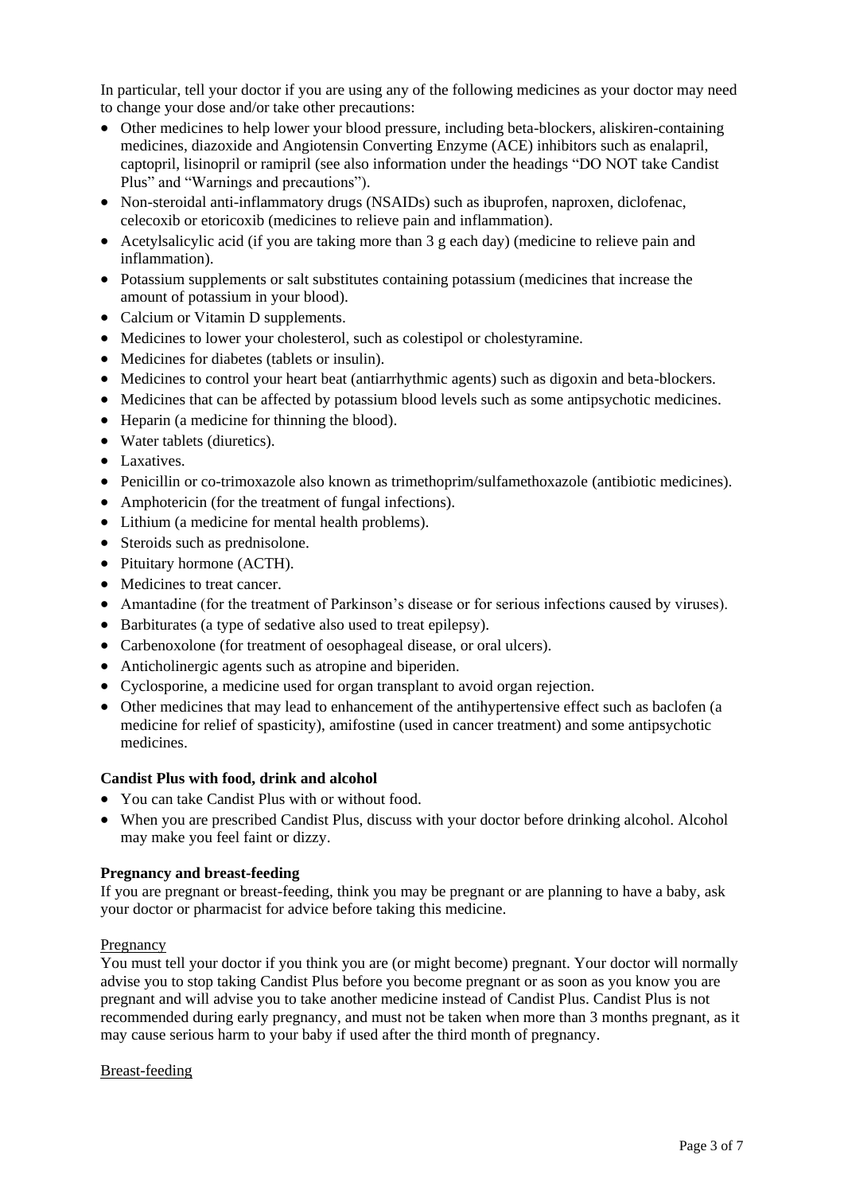In particular, tell your doctor if you are using any of the following medicines as your doctor may need to change your dose and/or take other precautions:

- Other medicines to help lower your blood pressure, including beta-blockers, aliskiren-containing medicines, diazoxide and Angiotensin Converting Enzyme (ACE) inhibitors such as enalapril, captopril, lisinopril or ramipril (see also information under the headings "DO NOT take Candist Plus" and "Warnings and precautions").
- Non-steroidal anti-inflammatory drugs (NSAIDs) such as ibuprofen, naproxen, diclofenac, celecoxib or etoricoxib (medicines to relieve pain and inflammation).
- Acetylsalicylic acid (if you are taking more than 3 g each day) (medicine to relieve pain and inflammation).
- Potassium supplements or salt substitutes containing potassium (medicines that increase the amount of potassium in your blood).
- Calcium or Vitamin D supplements.
- Medicines to lower your cholesterol, such as colestipol or cholestyramine.
- Medicines for diabetes (tablets or insulin).
- Medicines to control your heart beat (antiarrhythmic agents) such as digoxin and beta-blockers.
- Medicines that can be affected by potassium blood levels such as some antipsychotic medicines.
- Heparin (a medicine for thinning the blood).
- Water tablets (diuretics).
- Laxatives.
- Penicillin or co-trimoxazole also known as trimethoprim/sulfamethoxazole (antibiotic medicines).
- Amphotericin (for the treatment of fungal infections).
- Lithium (a medicine for mental health problems).
- Steroids such as prednisolone.
- Pituitary hormone (ACTH).
- Medicines to treat cancer.
- Amantadine (for the treatment of Parkinson's disease or for serious infections caused by viruses).
- Barbiturates (a type of sedative also used to treat epilepsy).
- Carbenoxolone (for treatment of oesophageal disease, or oral ulcers).
- Anticholinergic agents such as atropine and biperiden.
- Cyclosporine, a medicine used for organ transplant to avoid organ rejection.
- Other medicines that may lead to enhancement of the antihypertensive effect such as baclofen (a medicine for relief of spasticity), amifostine (used in cancer treatment) and some antipsychotic medicines.

**Candist Plus with food, drink and alcohol**

- You can take Candist Plus with or without food.
- When you are prescribed Candist Plus, discuss with your doctor before drinking alcohol. Alcohol may make you feel faint or dizzy.

**Pregnancy and breast-feeding**

If you are pregnant or breast-feeding, think you may be pregnant or are planning to have a baby, ask your doctor or pharmacist for advice before taking this medicine.

Pregnancy

You must tell your doctor if you think you are (or might become) pregnant. Your doctor will normally advise you to stop taking Candist Plus before you become pregnant or as soon as you know you are pregnant and will advise you to take another medicine instead of Candist Plus. Candist Plus is not recommended during early pregnancy, and must not be taken when more than 3 months pregnant, as it may cause serious harm to your baby if used after the third month of pregnancy.

Breast-feeding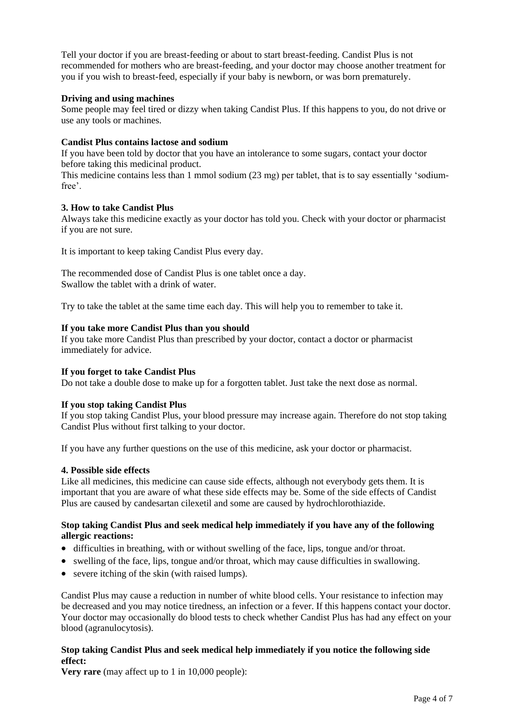Tell your doctor if you are breast-feeding or about to start breast-feeding. Candist Plus is not recommended for mothers who are breast-feeding, and your doctor may choose another treatment for you if you wish to breast-feed, especially if your baby is newborn, or was born prematurely.

**Driving and using machines**

Some people may feel tired or dizzy when taking Candist Plus. If this happens to you, do not drive or use any tools or machines.

**Candist Plus contains lactose and sodium**

If you have been told by doctor that you have an intolerance to some sugars, contact your doctor before taking this medicinal product.

This medicine contains less than 1 mmol sodium (23 mg) per tablet, that is to say essentially 'sodium-free'.

### 3. How to take Candist Plus

Always take this medicine exactly as your doctor has told you. Check with your doctor or pharmacist if you are not sure.

It is important to keep taking Candist Plus every day.

The recommended dose of Candist Plus is one tablet once a day.
Swallow the tablet with a drink of water.

Try to take the tablet at the same time each day. This will help you to remember to take it.

**If you take more Candist Plus than you should**

If you take more Candist Plus than prescribed by your doctor, contact a doctor or pharmacist immediately for advice.

**If you forget to take Candist Plus**

Do not take a double dose to make up for a forgotten tablet. Just take the next dose as normal.

**If you stop taking Candist Plus**

If you stop taking Candist Plus, your blood pressure may increase again. Therefore do not stop taking Candist Plus without first talking to your doctor.

If you have any further questions on the use of this medicine, ask your doctor or pharmacist.

### 4. Possible side effects

Like all medicines, this medicine can cause side effects, although not everybody gets them. It is important that you are aware of what these side effects may be. Some of the side effects of Candist Plus are caused by candesartan cilexetil and some are caused by hydrochlorothiazide.

**Stop taking Candist Plus and seek medical help immediately if you have any of the following allergic reactions:**

- difficulties in breathing, with or without swelling of the face, lips, tongue and/or throat.
- swelling of the face, lips, tongue and/or throat, which may cause difficulties in swallowing.
- severe itching of the skin (with raised lumps).

Candist Plus may cause a reduction in number of white blood cells. Your resistance to infection may be decreased and you may notice tiredness, an infection or a fever. If this happens contact your doctor. Your doctor may occasionally do blood tests to check whether Candist Plus has had any effect on your blood (agranulocytosis).

**Stop taking Candist Plus and seek medical help immediately if you notice the following side effect:**

**Very rare** (may affect up to 1 in 10,000 people):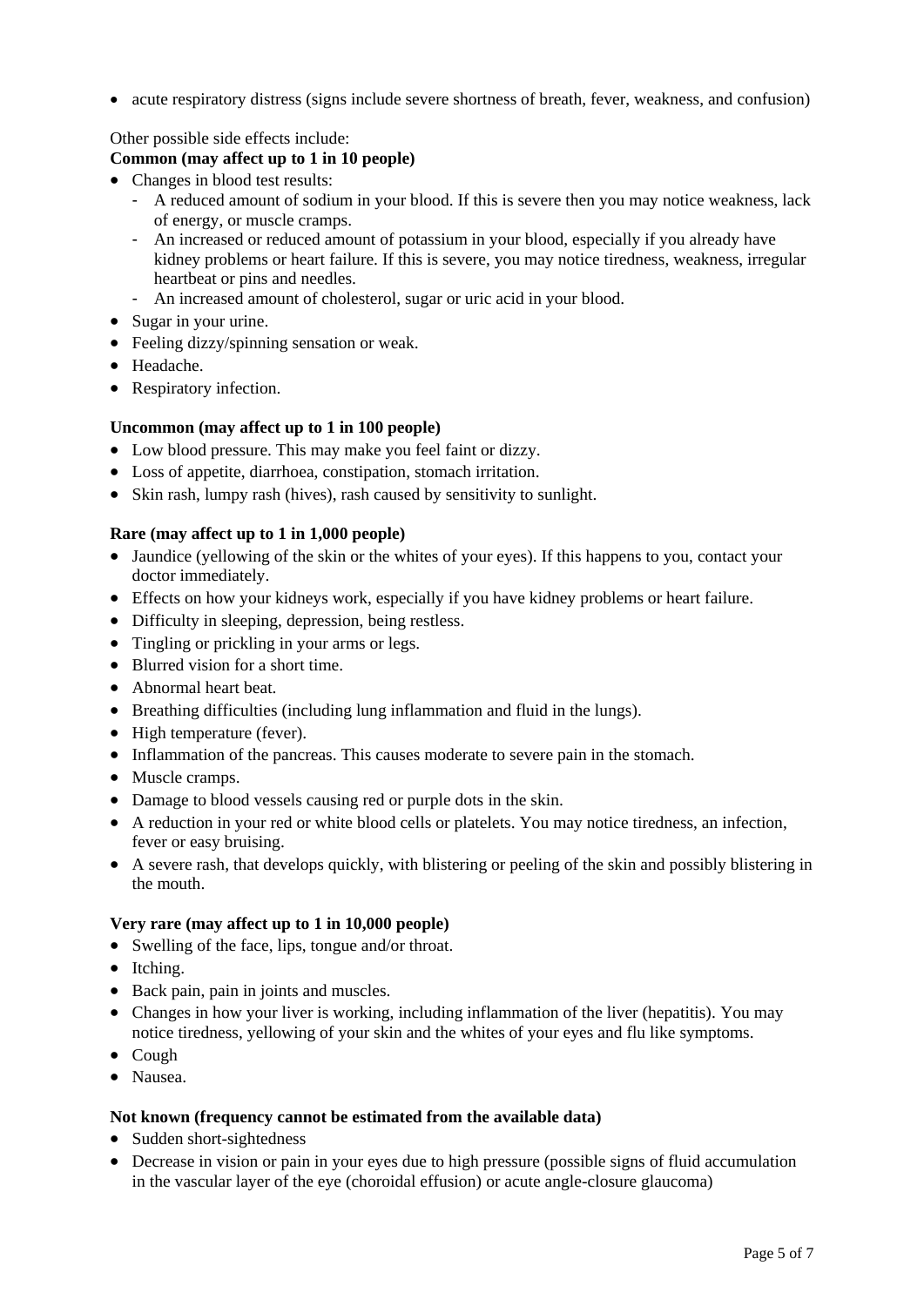- acute respiratory distress (signs include severe shortness of breath, fever, weakness, and confusion)

Other possible side effects include:

**Common (may affect up to 1 in 10 people)**

- Changes in blood test results:
  - A reduced amount of sodium in your blood. If this is severe then you may notice weakness, lack of energy, or muscle cramps.
  - An increased or reduced amount of potassium in your blood, especially if you already have kidney problems or heart failure. If this is severe, you may notice tiredness, weakness, irregular heartbeat or pins and needles.
  - An increased amount of cholesterol, sugar or uric acid in your blood.
- Sugar in your urine.
- Feeling dizzy/spinning sensation or weak.
- Headache.
- Respiratory infection.

**Uncommon (may affect up to 1 in 100 people)**

- Low blood pressure. This may make you feel faint or dizzy.
- Loss of appetite, diarrhoea, constipation, stomach irritation.
- Skin rash, lumpy rash (hives), rash caused by sensitivity to sunlight.

**Rare (may affect up to 1 in 1,000 people)**

- Jaundice (yellowing of the skin or the whites of your eyes). If this happens to you, contact your doctor immediately.
- Effects on how your kidneys work, especially if you have kidney problems or heart failure.
- Difficulty in sleeping, depression, being restless.
- Tingling or prickling in your arms or legs.
- Blurred vision for a short time.
- Abnormal heart beat.
- Breathing difficulties (including lung inflammation and fluid in the lungs).
- High temperature (fever).
- Inflammation of the pancreas. This causes moderate to severe pain in the stomach.
- Muscle cramps.
- Damage to blood vessels causing red or purple dots in the skin.
- A reduction in your red or white blood cells or platelets. You may notice tiredness, an infection, fever or easy bruising.
- A severe rash, that develops quickly, with blistering or peeling of the skin and possibly blistering in the mouth.

**Very rare (may affect up to 1 in 10,000 people)**

- Swelling of the face, lips, tongue and/or throat.
- Itching.
- Back pain, pain in joints and muscles.
- Changes in how your liver is working, including inflammation of the liver (hepatitis). You may notice tiredness, yellowing of your skin and the whites of your eyes and flu like symptoms.
- Cough
- Nausea.

**Not known (frequency cannot be estimated from the available data)**

- Sudden short-sightedness
- Decrease in vision or pain in your eyes due to high pressure (possible signs of fluid accumulation in the vascular layer of the eye (choroidal effusion) or acute angle-closure glaucoma)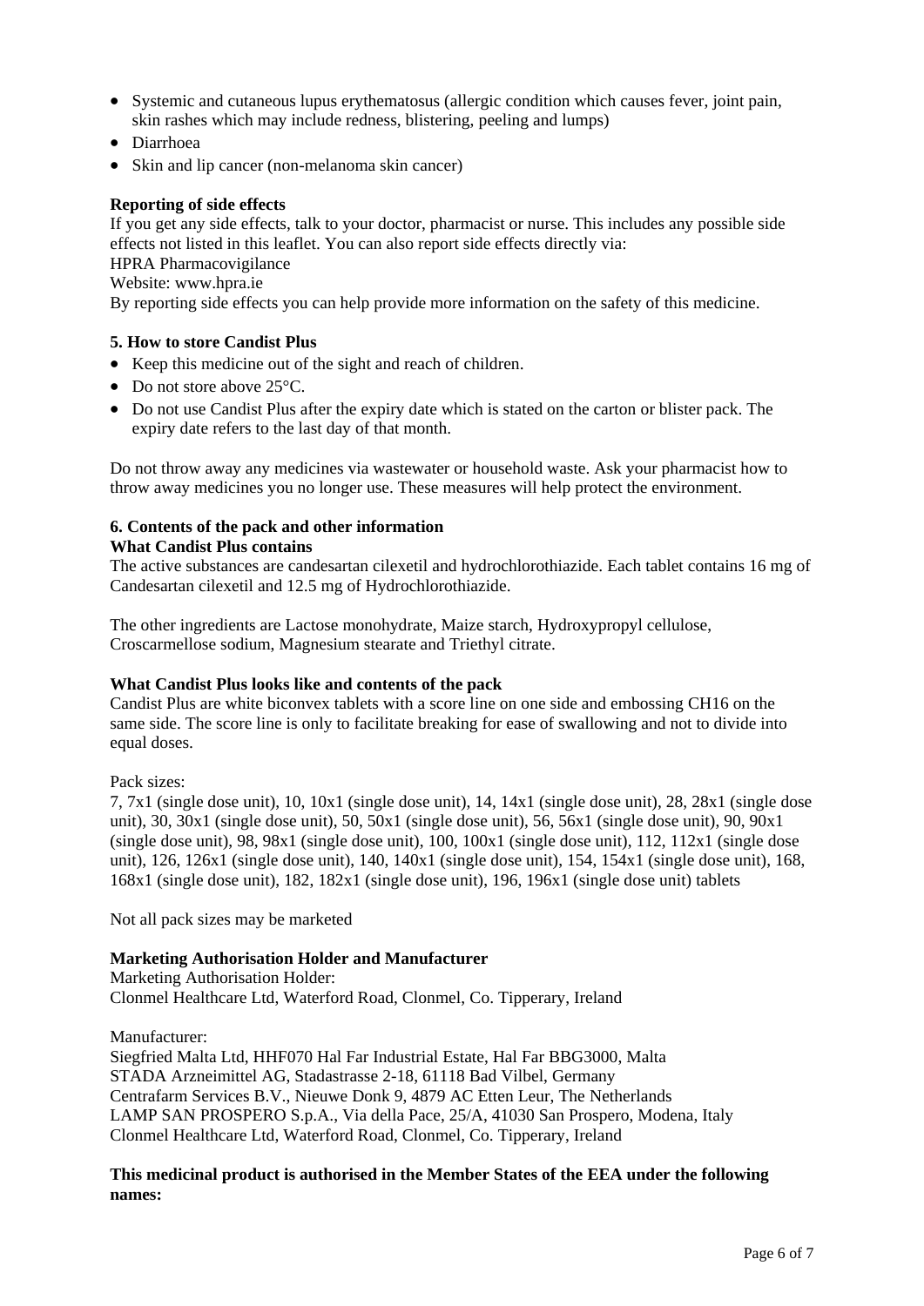- Systemic and cutaneous lupus erythematosus (allergic condition which causes fever, joint pain, skin rashes which may include redness, blistering, peeling and lumps)
- Diarrhoea
- Skin and lip cancer (non-melanoma skin cancer)

**Reporting of side effects**

If you get any side effects, talk to your doctor, pharmacist or nurse. This includes any possible side effects not listed in this leaflet. You can also report side effects directly via:
HPRA Pharmacovigilance
Website: www.hpra.ie
By reporting side effects you can help provide more information on the safety of this medicine.

**5. How to store Candist Plus**

- Keep this medicine out of the sight and reach of children.
- Do not store above 25°C.
- Do not use Candist Plus after the expiry date which is stated on the carton or blister pack. The expiry date refers to the last day of that month.

Do not throw away any medicines via wastewater or household waste. Ask your pharmacist how to throw away medicines you no longer use. These measures will help protect the environment.

**6. Contents of the pack and other information**

**What Candist Plus contains**

The active substances are candesartan cilexetil and hydrochlorothiazide. Each tablet contains 16 mg of Candesartan cilexetil and 12.5 mg of Hydrochlorothiazide.

The other ingredients are Lactose monohydrate, Maize starch, Hydroxypropyl cellulose, Croscarmellose sodium, Magnesium stearate and Triethyl citrate.

**What Candist Plus looks like and contents of the pack**

Candist Plus are white biconvex tablets with a score line on one side and embossing CH16 on the same side. The score line is only to facilitate breaking for ease of swallowing and not to divide into equal doses.

Pack sizes:
7, 7x1 (single dose unit), 10, 10x1 (single dose unit), 14, 14x1 (single dose unit), 28, 28x1 (single dose unit), 30, 30x1 (single dose unit), 50, 50x1 (single dose unit), 56, 56x1 (single dose unit), 90, 90x1 (single dose unit), 98, 98x1 (single dose unit), 100, 100x1 (single dose unit), 112, 112x1 (single dose unit), 126, 126x1 (single dose unit), 140, 140x1 (single dose unit), 154, 154x1 (single dose unit), 168, 168x1 (single dose unit), 182, 182x1 (single dose unit), 196, 196x1 (single dose unit) tablets

Not all pack sizes may be marketed

**Marketing Authorisation Holder and Manufacturer**

Marketing Authorisation Holder:
Clonmel Healthcare Ltd, Waterford Road, Clonmel, Co. Tipperary, Ireland

Manufacturer:
Siegfried Malta Ltd, HHF070 Hal Far Industrial Estate, Hal Far BBG3000, Malta
STADA Arzneimittel AG, Stadastrasse 2-18, 61118 Bad Vilbel, Germany
Centrafarm Services B.V., Nieuwe Donk 9, 4879 AC Etten Leur, The Netherlands
LAMP SAN PROSPERO S.p.A., Via della Pace, 25/A, 41030 San Prospero, Modena, Italy
Clonmel Healthcare Ltd, Waterford Road, Clonmel, Co. Tipperary, Ireland

**This medicinal product is authorised in the Member States of the EEA under the following names:**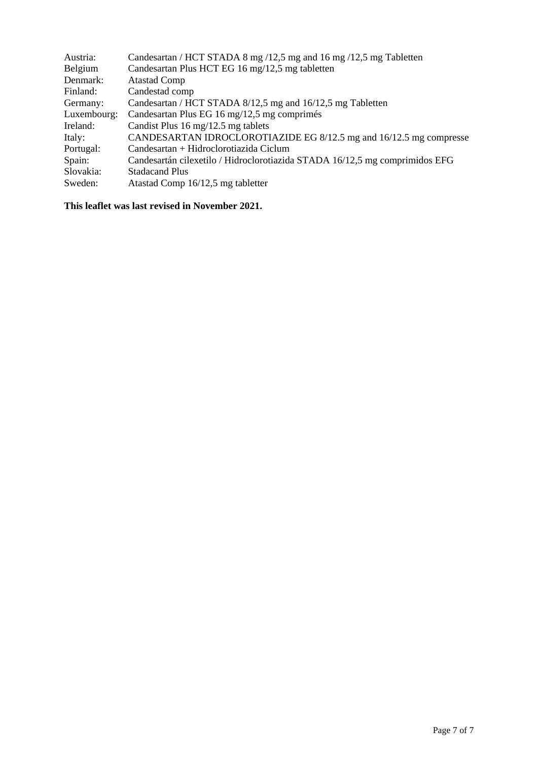| | |
|---|---|
| Austria: | Candesartan / HCT STADA 8 mg /12,5 mg and 16 mg /12,5 mg Tabletten |
| Belgium | Candesartan Plus HCT EG 16 mg/12,5 mg tabletten |
| Denmark: | Atastad Comp |
| Finland: | Candestad comp |
| Germany: | Candesartan / HCT STADA 8/12,5 mg and 16/12,5 mg Tabletten |
| Luxembourg: | Candesartan Plus EG 16 mg/12,5 mg comprimés |
| Ireland: | Candist Plus 16 mg/12.5 mg tablets |
| Italy: | CANDESARTAN IDROCLOROTIAZIDE EG 8/12.5 mg and 16/12.5 mg compresse |
| Portugal: | Candesartan + Hidroclorotiazida Ciclum |
| Spain: | Candesartán cilexetilo / Hidroclorotiazida STADA 16/12,5 mg comprimidos EFG |
| Slovakia: | Stadacand Plus |
| Sweden: | Atastad Comp 16/12,5 mg tabletter |

**This leaflet was last revised in November 2021.**